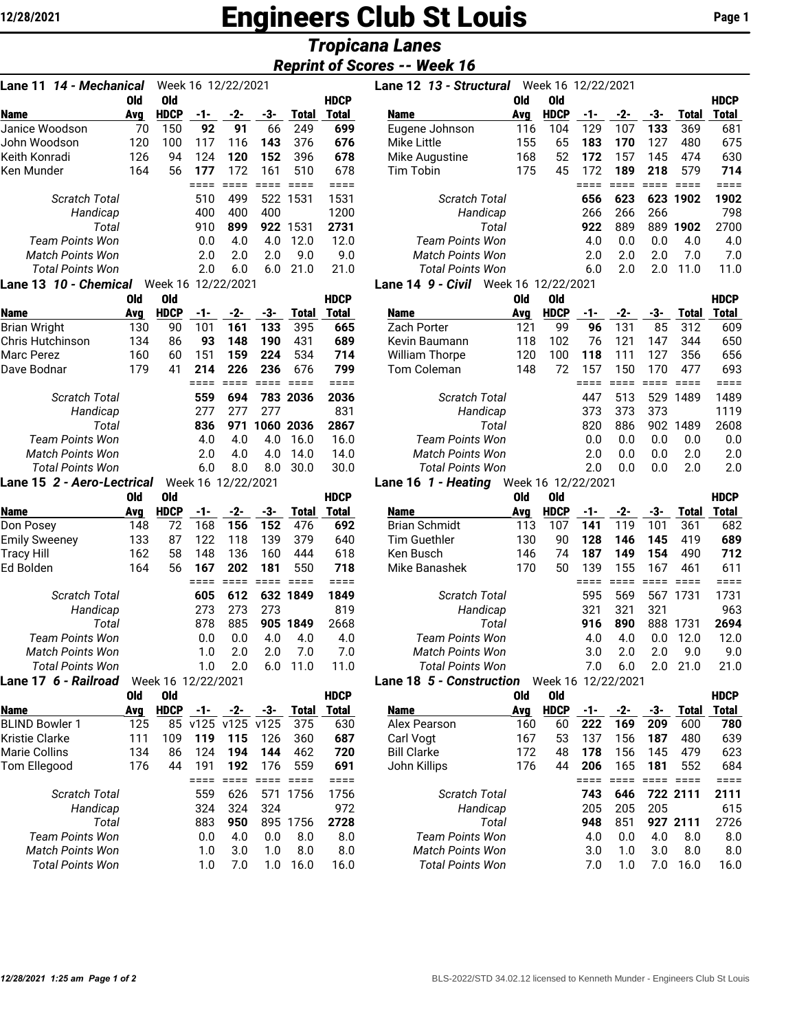# Engineers Club St Louis

## Tropicana Lanes

### Reprint of Scores -- Week 16

**Lane 11 *14 - Mechanical*** Week 16 12/22/2021

| Name | Old Avg | Old HDCP | -1- | -2- | -3- | Total | HDCP Total |
|---|---|---|---|---|---|---|---|
| Janice Woodson | 70 | 150 | **92** | **91** | 66 | 249 | **699** |
| John Woodson | 120 | 100 | 117 | 116 | **143** | 376 | **676** |
| Keith Konradi | 126 | 94 | 124 | **120** | **152** | 396 | **678** |
| Ken Munder | 164 | 56 | **177** | 172 | 161 | 510 | 678 |
| *Scratch Total* | | | 510 | 499 | 522 | 1531 | 1531 |
| *Handicap* | | | 400 | 400 | 400 | | 1200 |
| *Total* | | | 910 | **899** | **922** | 1531 | **2731** |
| *Team Points Won* | | | 0.0 | 4.0 | 4.0 | 12.0 | 12.0 |
| *Match Points Won* | | | 2.0 | 2.0 | 2.0 | 9.0 | 9.0 |
| *Total Points Won* | | | 2.0 | 6.0 | 6.0 | 21.0 | 21.0 |

**Lane 12 *13 - Structural*** Week 16 12/22/2021

| Name | Old Avg | Old HDCP | -1- | -2- | -3- | Total | HDCP Total |
|---|---|---|---|---|---|---|---|
| Eugene Johnson | 116 | 104 | 129 | 107 | **133** | 369 | 681 |
| Mike Little | 155 | 65 | **183** | **170** | 127 | 480 | 675 |
| Mike Augustine | 168 | 52 | **172** | 157 | 145 | 474 | 630 |
| Tim Tobin | 175 | 45 | 172 | **189** | **218** | 579 | **714** |
| *Scratch Total* | | | **656** | **623** | **623** | **1902** | **1902** |
| *Handicap* | | | 266 | 266 | 266 | | 798 |
| *Total* | | | **922** | 889 | 889 | **1902** | 2700 |
| *Team Points Won* | | | 4.0 | 0.0 | 0.0 | 4.0 | 4.0 |
| *Match Points Won* | | | 2.0 | 2.0 | 2.0 | 7.0 | 7.0 |
| *Total Points Won* | | | 6.0 | 2.0 | 2.0 | 11.0 | 11.0 |

**Lane 13 *10 - Chemical*** Week 16 12/22/2021

| Name | Old Avg | Old HDCP | -1- | -2- | -3- | Total | HDCP Total |
|---|---|---|---|---|---|---|---|
| Brian Wright | 130 | 90 | 101 | **161** | **133** | 395 | **665** |
| Chris Hutchinson | 134 | 86 | **93** | **148** | **190** | 431 | **689** |
| Marc Perez | 160 | 60 | 151 | **159** | **224** | 534 | **714** |
| Dave Bodnar | 179 | 41 | **214** | **226** | **236** | 676 | **799** |
| *Scratch Total* | | | **559** | **694** | **783** | **2036** | **2036** |
| *Handicap* | | | 277 | 277 | 277 | | 831 |
| *Total* | | | **836** | **971** | **1060** | **2036** | **2867** |
| *Team Points Won* | | | 4.0 | 4.0 | 4.0 | 16.0 | 16.0 |
| *Match Points Won* | | | 2.0 | 4.0 | 4.0 | 14.0 | 14.0 |
| *Total Points Won* | | | 6.0 | 8.0 | 8.0 | 30.0 | 30.0 |

**Lane 14 *9 - Civil*** Week 16 12/22/2021

| Name | Old Avg | Old HDCP | -1- | -2- | -3- | Total | HDCP Total |
|---|---|---|---|---|---|---|---|
| Zach Porter | 121 | 99 | **96** | 131 | 85 | 312 | 609 |
| Kevin Baumann | 118 | 102 | 76 | 121 | 147 | 344 | 650 |
| William Thorpe | 120 | 100 | **118** | 111 | 127 | 356 | 656 |
| Tom Coleman | 148 | 72 | 157 | 150 | 170 | 477 | 693 |
| *Scratch Total* | | | 447 | 513 | 529 | 1489 | 1489 |
| *Handicap* | | | 373 | 373 | 373 | | 1119 |
| *Total* | | | 820 | 886 | 902 | 1489 | 2608 |
| *Team Points Won* | | | 0.0 | 0.0 | 0.0 | 0.0 | 0.0 |
| *Match Points Won* | | | 2.0 | 0.0 | 0.0 | 2.0 | 2.0 |
| *Total Points Won* | | | 2.0 | 0.0 | 0.0 | 2.0 | 2.0 |

**Lane 15 *2 - Aero-Lectrical*** Week 16 12/22/2021

| Name | Old Avg | Old HDCP | -1- | -2- | -3- | Total | HDCP Total |
|---|---|---|---|---|---|---|---|
| Don Posey | 148 | 72 | 168 | **156** | **152** | 476 | **692** |
| Emily Sweeney | 133 | 87 | 122 | 118 | 139 | 379 | 640 |
| Tracy Hill | 162 | 58 | 148 | 136 | 160 | 444 | 618 |
| Ed Bolden | 164 | 56 | **167** | **202** | **181** | 550 | **718** |
| *Scratch Total* | | | **605** | **612** | **632** | **1849** | **1849** |
| *Handicap* | | | 273 | 273 | 273 | | 819 |
| *Total* | | | 878 | 885 | **905** | **1849** | 2668 |
| *Team Points Won* | | | 0.0 | 0.0 | 4.0 | 4.0 | 4.0 |
| *Match Points Won* | | | 1.0 | 2.0 | 2.0 | 7.0 | 7.0 |
| *Total Points Won* | | | 1.0 | 2.0 | 6.0 | 11.0 | 11.0 |

**Lane 16 *1 - Heating*** Week 16 12/22/2021

| Name | Old Avg | Old HDCP | -1- | -2- | -3- | Total | HDCP Total |
|---|---|---|---|---|---|---|---|
| Brian Schmidt | 113 | 107 | **141** | 119 | 101 | 361 | 682 |
| Tim Guethler | 130 | 90 | **128** | **146** | **145** | 419 | **689** |
| Ken Busch | 146 | 74 | **187** | **149** | **154** | 490 | **712** |
| Mike Banashek | 170 | 50 | 139 | 155 | 167 | 461 | 611 |
| *Scratch Total* | | | 595 | 569 | 567 | 1731 | 1731 |
| *Handicap* | | | 321 | 321 | 321 | | 963 |
| *Total* | | | **916** | **890** | 888 | 1731 | **2694** |
| *Team Points Won* | | | 4.0 | 4.0 | 0.0 | 12.0 | 12.0 |
| *Match Points Won* | | | 3.0 | 2.0 | 2.0 | 9.0 | 9.0 |
| *Total Points Won* | | | 7.0 | 6.0 | 2.0 | 21.0 | 21.0 |

**Lane 17 *6 - Railroad*** Week 16 12/22/2021

| Name | Old Avg | Old HDCP | -1- | -2- | -3- | Total | HDCP Total |
|---|---|---|---|---|---|---|---|
| BLIND Bowler 1 | 125 | 85 | v125 | v125 | v125 | 375 | 630 |
| Kristie Clarke | 111 | 109 | **119** | **115** | 126 | 360 | **687** |
| Marie Collins | 134 | 86 | 124 | **194** | **144** | 462 | **720** |
| Tom Ellegood | 176 | 44 | 191 | **192** | 176 | 559 | **691** |
| *Scratch Total* | | | 559 | 626 | 571 | 1756 | 1756 |
| *Handicap* | | | 324 | 324 | 324 | | 972 |
| *Total* | | | 883 | **950** | 895 | 1756 | **2728** |
| *Team Points Won* | | | 0.0 | 4.0 | 0.0 | 8.0 | 8.0 |
| *Match Points Won* | | | 1.0 | 3.0 | 1.0 | 8.0 | 8.0 |
| *Total Points Won* | | | 1.0 | 7.0 | 1.0 | 16.0 | 16.0 |

**Lane 18 *5 - Construction*** Week 16 12/22/2021

| Name | Old Avg | Old HDCP | -1- | -2- | -3- | Total | HDCP Total |
|---|---|---|---|---|---|---|---|
| Alex Pearson | 160 | 60 | **222** | **169** | **209** | 600 | **780** |
| Carl Vogt | 167 | 53 | 137 | 156 | **187** | 480 | 639 |
| Bill Clarke | 172 | 48 | **178** | 156 | 145 | 479 | 623 |
| John Killips | 176 | 44 | **206** | 165 | **181** | 552 | 684 |
| *Scratch Total* | | | **743** | **646** | **722** | **2111** | **2111** |
| *Handicap* | | | 205 | 205 | 205 | | 615 |
| *Total* | | | **948** | 851 | **927** | **2111** | 2726 |
| *Team Points Won* | | | 4.0 | 0.0 | 4.0 | 8.0 | 8.0 |
| *Match Points Won* | | | 3.0 | 1.0 | 3.0 | 8.0 | 8.0 |
| *Total Points Won* | | | 7.0 | 1.0 | 7.0 | 16.0 | 16.0 |

BLS-2022/STD 34.02.12 licensed to Kenneth Munder - Engineers Club St Louis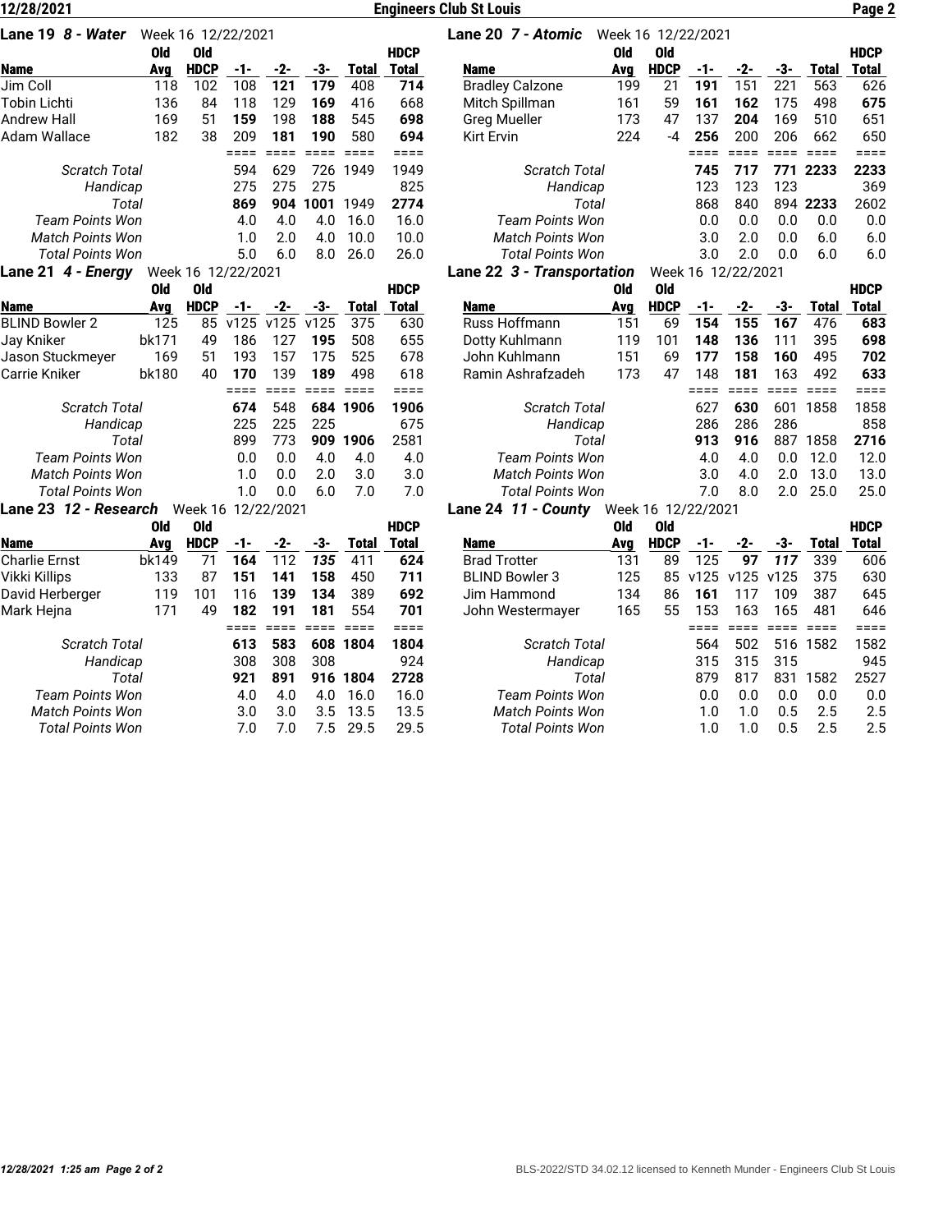## Lane 19 *8 - Water* Week 16 12/22/2021

| Name | Old Avg | Old HDCP | -1- | -2- | -3- | Total | HDCP Total |
|---|---|---|---|---|---|---|---|
| Jim Coll | 118 | 102 | 108 | **121** | **179** | 408 | **714** |
| Tobin Lichti | 136 | 84 | 118 | 129 | **169** | 416 | 668 |
| Andrew Hall | 169 | 51 | **159** | 198 | **188** | 545 | **698** |
| Adam Wallace | 182 | 38 | 209 | **181** | **190** | 580 | **694** |
| | | | ==== | ==== | ==== | ==== | ==== |
| *Scratch Total* | | | 594 | 629 | 726 | 1949 | 1949 |
| *Handicap* | | | 275 | 275 | 275 | | 825 |
| *Total* | | | **869** | **904** | **1001** | 1949 | **2774** |
| *Team Points Won* | | | 4.0 | 4.0 | 4.0 | 16.0 | 16.0 |
| *Match Points Won* | | | 1.0 | 2.0 | 4.0 | 10.0 | 10.0 |
| *Total Points Won* | | | 5.0 | 6.0 | 8.0 | 26.0 | 26.0 |

## Lane 20 *7 - Atomic* Week 16 12/22/2021

| Name | Old Avg | Old HDCP | -1- | -2- | -3- | Total | HDCP Total |
|---|---|---|---|---|---|---|---|
| Bradley Calzone | 199 | 21 | **191** | 151 | 221 | 563 | 626 |
| Mitch Spillman | 161 | 59 | **161** | **162** | 175 | 498 | **675** |
| Greg Mueller | 173 | 47 | 137 | **204** | 169 | 510 | 651 |
| Kirt Ervin | 224 | -4 | **256** | 200 | 206 | 662 | 650 |
| | | | ==== | ==== | ==== | ==== | ==== |
| *Scratch Total* | | | **745** | **717** | **771** | **2233** | **2233** |
| *Handicap* | | | 123 | 123 | 123 | | 369 |
| *Total* | | | 868 | 840 | 894 | **2233** | 2602 |
| *Team Points Won* | | | 0.0 | 0.0 | 0.0 | 0.0 | 0.0 |
| *Match Points Won* | | | 3.0 | 2.0 | 0.0 | 6.0 | 6.0 |
| *Total Points Won* | | | 3.0 | 2.0 | 0.0 | 6.0 | 6.0 |

## Lane 21 *4 - Energy* Week 16 12/22/2021

| Name | Old Avg | Old HDCP | -1- | -2- | -3- | Total | HDCP Total |
|---|---|---|---|---|---|---|---|
| BLIND Bowler 2 | 125 | 85 | v125 | v125 | v125 | 375 | 630 |
| Jay Kniker | bk171 | 49 | 186 | 127 | **195** | 508 | 655 |
| Jason Stuckmeyer | 169 | 51 | 193 | 157 | 175 | 525 | 678 |
| Carrie Kniker | bk180 | 40 | **170** | 139 | **189** | 498 | 618 |
| | | | ==== | ==== | ==== | ==== | ==== |
| *Scratch Total* | | | **674** | 548 | **684** | **1906** | 1906 |
| *Handicap* | | | 225 | 225 | 225 | | 675 |
| *Total* | | | 899 | 773 | **909** | **1906** | 2581 |
| *Team Points Won* | | | 0.0 | 0.0 | 4.0 | 4.0 | 4.0 |
| *Match Points Won* | | | 1.0 | 0.0 | 2.0 | 3.0 | 3.0 |
| *Total Points Won* | | | 1.0 | 0.0 | 6.0 | 7.0 | 7.0 |

## Lane 22 *3 - Transportation* Week 16 12/22/2021

| Name | Old Avg | Old HDCP | -1- | -2- | -3- | Total | HDCP Total |
|---|---|---|---|---|---|---|---|
| Russ Hoffmann | 151 | 69 | **154** | **155** | **167** | 476 | **683** |
| Dotty Kuhlmann | 119 | 101 | **148** | **136** | 111 | 395 | **698** |
| John Kuhlmann | 151 | 69 | **177** | **158** | **160** | 495 | **702** |
| Ramin Ashrafzadeh | 173 | 47 | 148 | **181** | 163 | 492 | **633** |
| | | | ==== | ==== | ==== | ==== | ==== |
| *Scratch Total* | | | 627 | **630** | 601 | 1858 | 1858 |
| *Handicap* | | | 286 | 286 | 286 | | 858 |
| *Total* | | | **913** | **916** | 887 | 1858 | **2716** |
| *Team Points Won* | | | 4.0 | 4.0 | 0.0 | 12.0 | 12.0 |
| *Match Points Won* | | | 3.0 | 4.0 | 2.0 | 13.0 | 13.0 |
| *Total Points Won* | | | 7.0 | 8.0 | 2.0 | 25.0 | 25.0 |

## Lane 23 *12 - Research* Week 16 12/22/2021

| Name | Old Avg | Old HDCP | -1- | -2- | -3- | Total | HDCP Total |
|---|---|---|---|---|---|---|---|
| Charlie Ernst | bk149 | 71 | **164** | 112 | ***135*** | 411 | **624** |
| Vikki Killips | 133 | 87 | **151** | **141** | **158** | 450 | **711** |
| David Herberger | 119 | 101 | 116 | **139** | **134** | 389 | **692** |
| Mark Hejna | 171 | 49 | **182** | **191** | **181** | 554 | **701** |
| | | | ==== | ==== | ==== | ==== | ==== |
| *Scratch Total* | | | **613** | **583** | **608** | **1804** | **1804** |
| *Handicap* | | | 308 | 308 | 308 | | 924 |
| *Total* | | | **921** | **891** | **916** | **1804** | **2728** |
| *Team Points Won* | | | 4.0 | 4.0 | 4.0 | 16.0 | 16.0 |
| *Match Points Won* | | | 3.0 | 3.0 | 3.5 | 13.5 | 13.5 |
| *Total Points Won* | | | 7.0 | 7.0 | 7.5 | 29.5 | 29.5 |

## Lane 24 *11 - County* Week 16 12/22/2021

| Name | Old Avg | Old HDCP | -1- | -2- | -3- | Total | HDCP Total |
|---|---|---|---|---|---|---|---|
| Brad Trotter | 131 | 89 | 125 | **97** | ***117*** | 339 | 606 |
| BLIND Bowler 3 | 125 | 85 | v125 | v125 | v125 | 375 | 630 |
| Jim Hammond | 134 | 86 | **161** | 117 | 109 | 387 | 645 |
| John Westermayer | 165 | 55 | 153 | 163 | 165 | 481 | 646 |
| | | | ==== | ==== | ==== | ==== | ==== |
| *Scratch Total* | | | 564 | 502 | 516 | 1582 | 1582 |
| *Handicap* | | | 315 | 315 | 315 | | 945 |
| *Total* | | | 879 | 817 | 831 | 1582 | 2527 |
| *Team Points Won* | | | 0.0 | 0.0 | 0.0 | 0.0 | 0.0 |
| *Match Points Won* | | | 1.0 | 1.0 | 0.5 | 2.5 | 2.5 |
| *Total Points Won* | | | 1.0 | 1.0 | 0.5 | 2.5 | 2.5 |

BLS-2022/STD 34.02.12 licensed to Kenneth Munder - Engineers Club St Louis